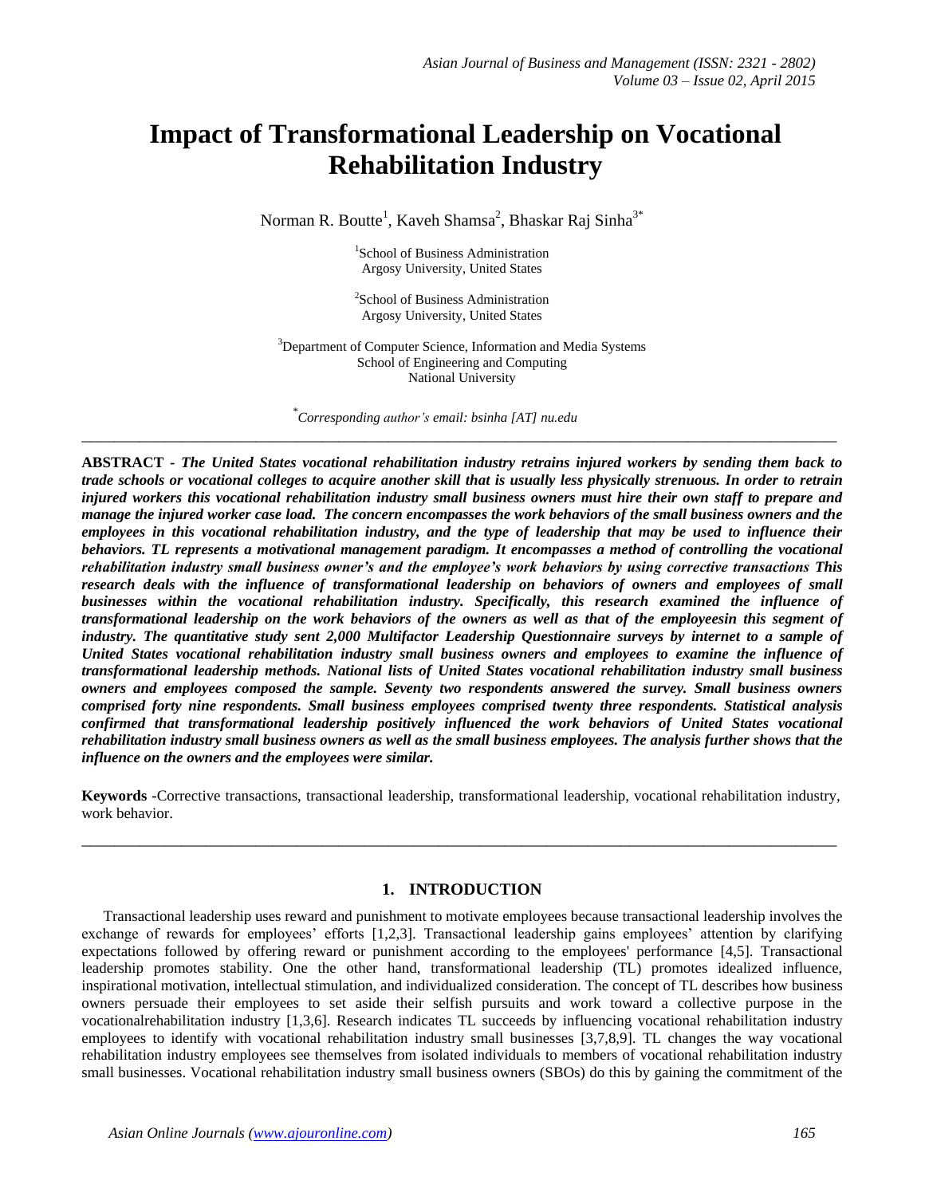# Impact of Transformational Leadership on Vocational Rehabilitation Industry

Norman R. Boutte[1], Kaveh Shamsa[2], Bhaskar Raj Sinha[3*]

[1]School of Business Administration
Argosy University, United States

[2]School of Business Administration
Argosy University, United States

[3]Department of Computer Science, Information and Media Systems
School of Engineering and Computing
National University

*[*]Corresponding author's email: bsinha [AT] nu.edu*

---

**ABSTRACT -** ***The United States vocational rehabilitation industry retrains injured workers by sending them back to trade schools or vocational colleges to acquire another skill that is usually less physically strenuous. In order to retrain injured workers this vocational rehabilitation industry small business owners must hire their own staff to prepare and manage the injured worker case load. The concern encompasses the work behaviors of the small business owners and the employees in this vocational rehabilitation industry, and the type of leadership that may be used to influence their behaviors. TL represents a motivational management paradigm. It encompasses a method of controlling the vocational rehabilitation industry small business owner's and the employee's work behaviors by using corrective transactions This research deals with the influence of transformational leadership on behaviors of owners and employees of small businesses within the vocational rehabilitation industry. Specifically, this research examined the influence of transformational leadership on the work behaviors of the owners as well as that of the employeesin this segment of industry. The quantitative study sent 2,000 Multifactor Leadership Questionnaire surveys by internet to a sample of United States vocational rehabilitation industry small business owners and employees to examine the influence of transformational leadership methods. National lists of United States vocational rehabilitation industry small business owners and employees composed the sample. Seventy two respondents answered the survey. Small business owners comprised forty nine respondents. Small business employees comprised twenty three respondents. Statistical analysis confirmed that transformational leadership positively influenced the work behaviors of United States vocational rehabilitation industry small business owners as well as the small business employees. The analysis further shows that the influence on the owners and the employees were similar.***

**Keywords -**Corrective transactions, transactional leadership, transformational leadership, vocational rehabilitation industry, work behavior.

---

## 1. INTRODUCTION

Transactional leadership uses reward and punishment to motivate employees because transactional leadership involves the exchange of rewards for employees' efforts [1,2,3]. Transactional leadership gains employees' attention by clarifying expectations followed by offering reward or punishment according to the employees' performance [4,5]. Transactional leadership promotes stability. One the other hand, transformational leadership (TL) promotes idealized influence, inspirational motivation, intellectual stimulation, and individualized consideration. The concept of TL describes how business owners persuade their employees to set aside their selfish pursuits and work toward a collective purpose in the vocationalrehabilitation industry [1,3,6]. Research indicates TL succeeds by influencing vocational rehabilitation industry employees to identify with vocational rehabilitation industry small businesses [3,7,8,9]. TL changes the way vocational rehabilitation industry employees see themselves from isolated individuals to members of vocational rehabilitation industry small businesses. Vocational rehabilitation industry small business owners (SBOs) do this by gaining the commitment of the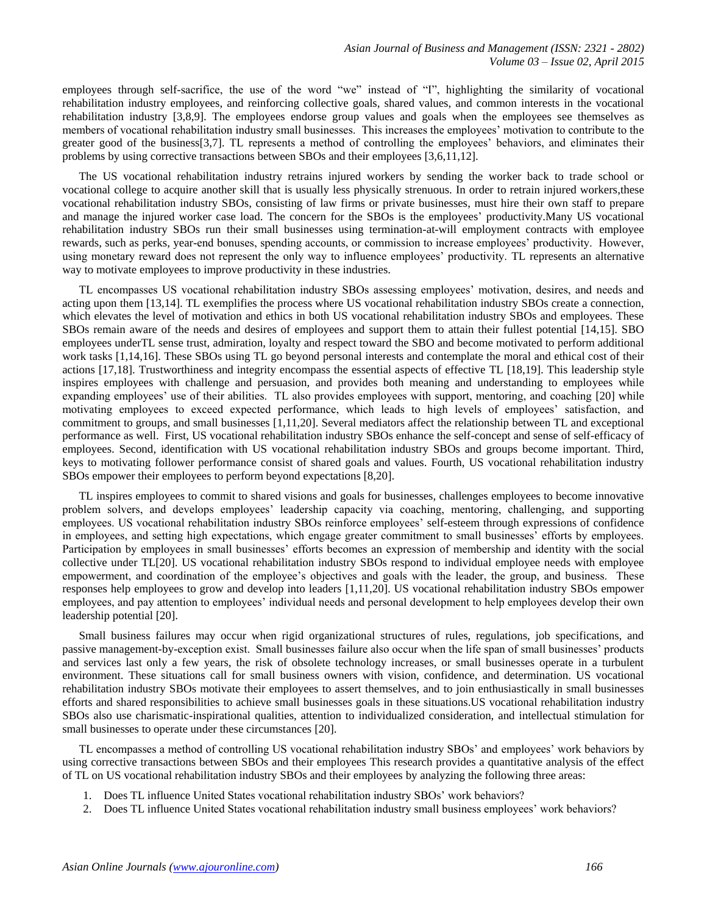employees through self-sacrifice, the use of the word "we" instead of "I", highlighting the similarity of vocational rehabilitation industry employees, and reinforcing collective goals, shared values, and common interests in the vocational rehabilitation industry [3,8,9]. The employees endorse group values and goals when the employees see themselves as members of vocational rehabilitation industry small businesses. This increases the employees' motivation to contribute to the greater good of the business[3,7]. TL represents a method of controlling the employees' behaviors, and eliminates their problems by using corrective transactions between SBOs and their employees [3,6,11,12].

The US vocational rehabilitation industry retrains injured workers by sending the worker back to trade school or vocational college to acquire another skill that is usually less physically strenuous. In order to retrain injured workers,these vocational rehabilitation industry SBOs, consisting of law firms or private businesses, must hire their own staff to prepare and manage the injured worker case load. The concern for the SBOs is the employees' productivity.Many US vocational rehabilitation industry SBOs run their small businesses using termination-at-will employment contracts with employee rewards, such as perks, year-end bonuses, spending accounts, or commission to increase employees' productivity. However, using monetary reward does not represent the only way to influence employees' productivity. TL represents an alternative way to motivate employees to improve productivity in these industries.

TL encompasses US vocational rehabilitation industry SBOs assessing employees' motivation, desires, and needs and acting upon them [13,14]. TL exemplifies the process where US vocational rehabilitation industry SBOs create a connection, which elevates the level of motivation and ethics in both US vocational rehabilitation industry SBOs and employees. These SBOs remain aware of the needs and desires of employees and support them to attain their fullest potential [14,15]. SBO employees underTL sense trust, admiration, loyalty and respect toward the SBO and become motivated to perform additional work tasks [1,14,16]. These SBOs using TL go beyond personal interests and contemplate the moral and ethical cost of their actions [17,18]. Trustworthiness and integrity encompass the essential aspects of effective TL [18,19]. This leadership style inspires employees with challenge and persuasion, and provides both meaning and understanding to employees while expanding employees' use of their abilities. TL also provides employees with support, mentoring, and coaching [20] while motivating employees to exceed expected performance, which leads to high levels of employees' satisfaction, and commitment to groups, and small businesses [1,11,20]. Several mediators affect the relationship between TL and exceptional performance as well. First, US vocational rehabilitation industry SBOs enhance the self-concept and sense of self-efficacy of employees. Second, identification with US vocational rehabilitation industry SBOs and groups become important. Third, keys to motivating follower performance consist of shared goals and values. Fourth, US vocational rehabilitation industry SBOs empower their employees to perform beyond expectations [8,20].

TL inspires employees to commit to shared visions and goals for businesses, challenges employees to become innovative problem solvers, and develops employees' leadership capacity via coaching, mentoring, challenging, and supporting employees. US vocational rehabilitation industry SBOs reinforce employees' self-esteem through expressions of confidence in employees, and setting high expectations, which engage greater commitment to small businesses' efforts by employees. Participation by employees in small businesses' efforts becomes an expression of membership and identity with the social collective under TL[20]. US vocational rehabilitation industry SBOs respond to individual employee needs with employee empowerment, and coordination of the employee's objectives and goals with the leader, the group, and business. These responses help employees to grow and develop into leaders [1,11,20]. US vocational rehabilitation industry SBOs empower employees, and pay attention to employees' individual needs and personal development to help employees develop their own leadership potential [20].

Small business failures may occur when rigid organizational structures of rules, regulations, job specifications, and passive management-by-exception exist. Small businesses failure also occur when the life span of small businesses' products and services last only a few years, the risk of obsolete technology increases, or small businesses operate in a turbulent environment. These situations call for small business owners with vision, confidence, and determination. US vocational rehabilitation industry SBOs motivate their employees to assert themselves, and to join enthusiastically in small businesses efforts and shared responsibilities to achieve small businesses goals in these situations.US vocational rehabilitation industry SBOs also use charismatic-inspirational qualities, attention to individualized consideration, and intellectual stimulation for small businesses to operate under these circumstances [20].

TL encompasses a method of controlling US vocational rehabilitation industry SBOs' and employees' work behaviors by using corrective transactions between SBOs and their employees This research provides a quantitative analysis of the effect of TL on US vocational rehabilitation industry SBOs and their employees by analyzing the following three areas:

1. Does TL influence United States vocational rehabilitation industry SBOs' work behaviors?
2. Does TL influence United States vocational rehabilitation industry small business employees' work behaviors?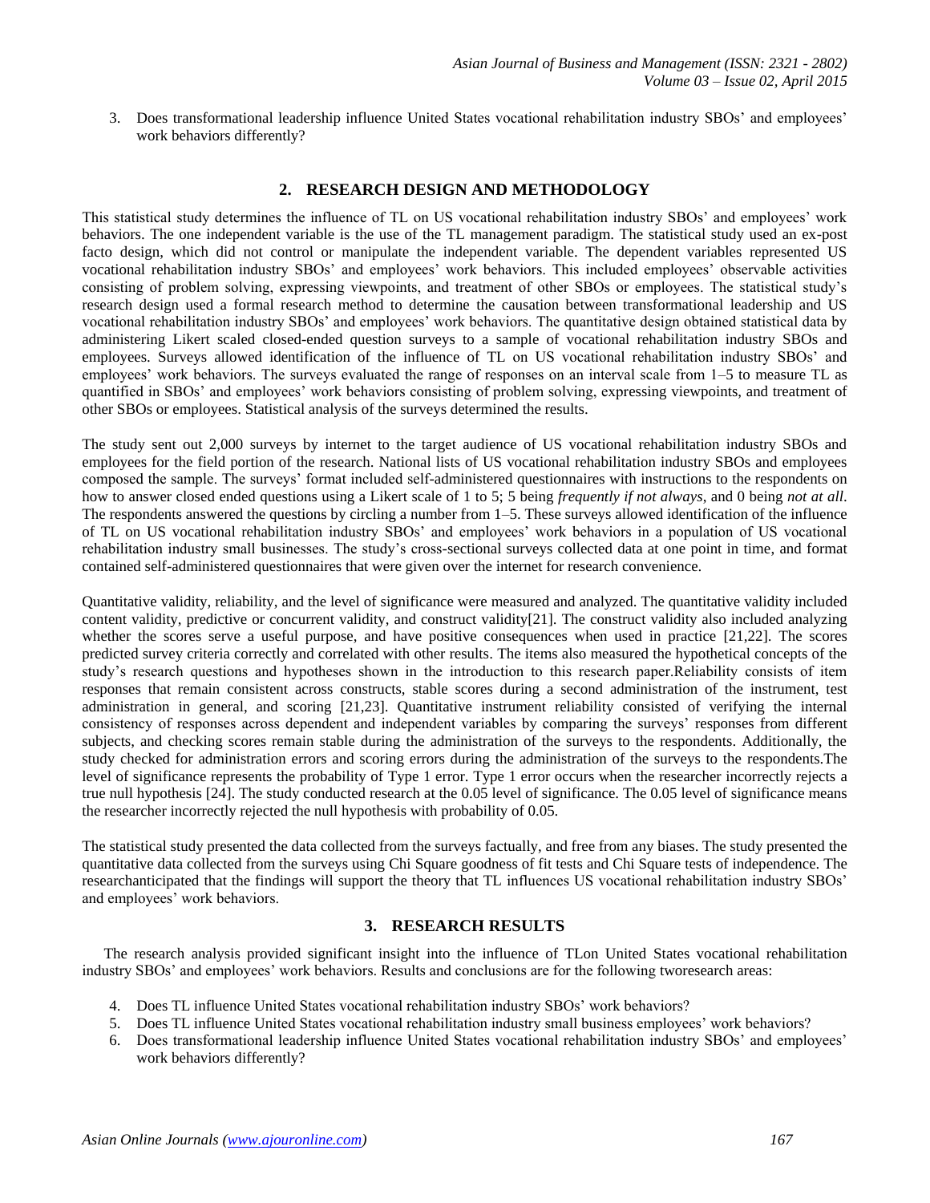3. Does transformational leadership influence United States vocational rehabilitation industry SBOs' and employees' work behaviors differently?

## 2. RESEARCH DESIGN AND METHODOLOGY

This statistical study determines the influence of TL on US vocational rehabilitation industry SBOs' and employees' work behaviors. The one independent variable is the use of the TL management paradigm. The statistical study used an ex-post facto design, which did not control or manipulate the independent variable. The dependent variables represented US vocational rehabilitation industry SBOs' and employees' work behaviors. This included employees' observable activities consisting of problem solving, expressing viewpoints, and treatment of other SBOs or employees. The statistical study's research design used a formal research method to determine the causation between transformational leadership and US vocational rehabilitation industry SBOs' and employees' work behaviors. The quantitative design obtained statistical data by administering Likert scaled closed-ended question surveys to a sample of vocational rehabilitation industry SBOs and employees. Surveys allowed identification of the influence of TL on US vocational rehabilitation industry SBOs' and employees' work behaviors. The surveys evaluated the range of responses on an interval scale from 1–5 to measure TL as quantified in SBOs' and employees' work behaviors consisting of problem solving, expressing viewpoints, and treatment of other SBOs or employees. Statistical analysis of the surveys determined the results.

The study sent out 2,000 surveys by internet to the target audience of US vocational rehabilitation industry SBOs and employees for the field portion of the research. National lists of US vocational rehabilitation industry SBOs and employees composed the sample. The surveys' format included self-administered questionnaires with instructions to the respondents on how to answer closed ended questions using a Likert scale of 1 to 5; 5 being *frequently if not always*, and 0 being *not at all*. The respondents answered the questions by circling a number from 1–5. These surveys allowed identification of the influence of TL on US vocational rehabilitation industry SBOs' and employees' work behaviors in a population of US vocational rehabilitation industry small businesses. The study's cross-sectional surveys collected data at one point in time, and format contained self-administered questionnaires that were given over the internet for research convenience.

Quantitative validity, reliability, and the level of significance were measured and analyzed. The quantitative validity included content validity, predictive or concurrent validity, and construct validity[21]. The construct validity also included analyzing whether the scores serve a useful purpose, and have positive consequences when used in practice [21,22]. The scores predicted survey criteria correctly and correlated with other results. The items also measured the hypothetical concepts of the study's research questions and hypotheses shown in the introduction to this research paper.Reliability consists of item responses that remain consistent across constructs, stable scores during a second administration of the instrument, test administration in general, and scoring [21,23]. Quantitative instrument reliability consisted of verifying the internal consistency of responses across dependent and independent variables by comparing the surveys' responses from different subjects, and checking scores remain stable during the administration of the surveys to the respondents. Additionally, the study checked for administration errors and scoring errors during the administration of the surveys to the respondents.The level of significance represents the probability of Type 1 error. Type 1 error occurs when the researcher incorrectly rejects a true null hypothesis [24]. The study conducted research at the 0.05 level of significance. The 0.05 level of significance means the researcher incorrectly rejected the null hypothesis with probability of 0.05.

The statistical study presented the data collected from the surveys factually, and free from any biases. The study presented the quantitative data collected from the surveys using Chi Square goodness of fit tests and Chi Square tests of independence. The researchanticipated that the findings will support the theory that TL influences US vocational rehabilitation industry SBOs' and employees' work behaviors.

## 3. RESEARCH RESULTS

The research analysis provided significant insight into the influence of TLon United States vocational rehabilitation industry SBOs' and employees' work behaviors. Results and conclusions are for the following tworesearch areas:

4. Does TL influence United States vocational rehabilitation industry SBOs' work behaviors?
5. Does TL influence United States vocational rehabilitation industry small business employees' work behaviors?
6. Does transformational leadership influence United States vocational rehabilitation industry SBOs' and employees' work behaviors differently?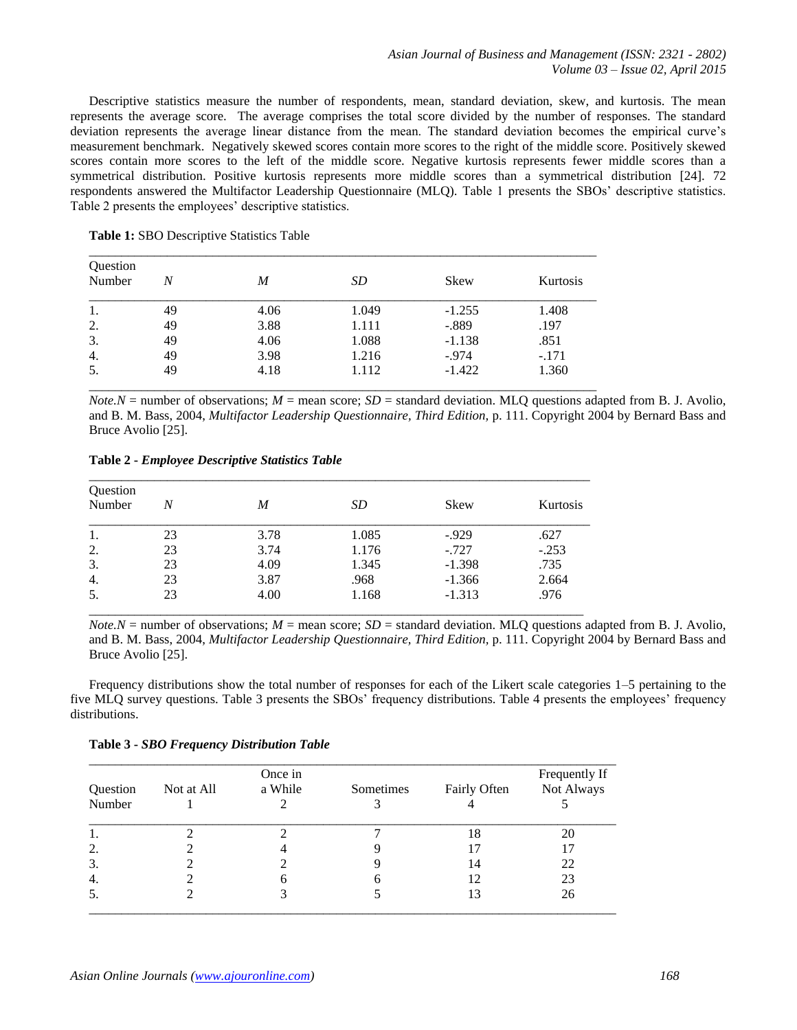Descriptive statistics measure the number of respondents, mean, standard deviation, skew, and kurtosis. The mean represents the average score. The average comprises the total score divided by the number of responses. The standard deviation represents the average linear distance from the mean. The standard deviation becomes the empirical curve's measurement benchmark. Negatively skewed scores contain more scores to the right of the middle score. Positively skewed scores contain more scores to the left of the middle score. Negative kurtosis represents fewer middle scores than a symmetrical distribution. Positive kurtosis represents more middle scores than a symmetrical distribution [24]. 72 respondents answered the Multifactor Leadership Questionnaire (MLQ). Table 1 presents the SBOs' descriptive statistics. Table 2 presents the employees' descriptive statistics.

**Table 1:** SBO Descriptive Statistics Table

| Question Number | *N* | *M* | *SD* | Skew | Kurtosis |
|---|---|---|---|---|---|
| 1. | 49 | 4.06 | 1.049 | -1.255 | 1.408 |
| 2. | 49 | 3.88 | 1.111 | -.889 | .197 |
| 3. | 49 | 4.06 | 1.088 | -1.138 | .851 |
| 4. | 49 | 3.98 | 1.216 | -.974 | -.171 |
| 5. | 49 | 4.18 | 1.112 | -1.422 | 1.360 |

*Note.* *N* = number of observations; *M* = mean score; *SD* = standard deviation. MLQ questions adapted from B. J. Avolio, and B. M. Bass, 2004, *Multifactor Leadership Questionnaire, Third Edition,* p. 111. Copyright 2004 by Bernard Bass and Bruce Avolio [25].

**Table 2 -** ***Employee Descriptive Statistics Table***

| Question Number | *N* | *M* | *SD* | Skew | Kurtosis |
|---|---|---|---|---|---|
| 1. | 23 | 3.78 | 1.085 | -.929 | .627 |
| 2. | 23 | 3.74 | 1.176 | -.727 | -.253 |
| 3. | 23 | 4.09 | 1.345 | -1.398 | .735 |
| 4. | 23 | 3.87 | .968 | -1.366 | 2.664 |
| 5. | 23 | 4.00 | 1.168 | -1.313 | .976 |

*Note.* *N* = number of observations; *M* = mean score; *SD* = standard deviation. MLQ questions adapted from B. J. Avolio, and B. M. Bass, 2004, *Multifactor Leadership Questionnaire, Third Edition,* p. 111. Copyright 2004 by Bernard Bass and Bruce Avolio [25].

Frequency distributions show the total number of responses for each of the Likert scale categories 1–5 pertaining to the five MLQ survey questions. Table 3 presents the SBOs' frequency distributions. Table 4 presents the employees' frequency distributions.

**Table 3 -** ***SBO Frequency Distribution Table***

| Question Number | Not at All 1 | Once in a While 2 | Sometimes 3 | Fairly Often 4 | Frequently If Not Always 5 |
|---|---|---|---|---|---|
| 1. | 2 | 2 | 7 | 18 | 20 |
| 2. | 2 | 4 | 9 | 17 | 17 |
| 3. | 2 | 2 | 9 | 14 | 22 |
| 4. | 2 | 6 | 6 | 12 | 23 |
| 5. | 2 | 3 | 5 | 13 | 26 |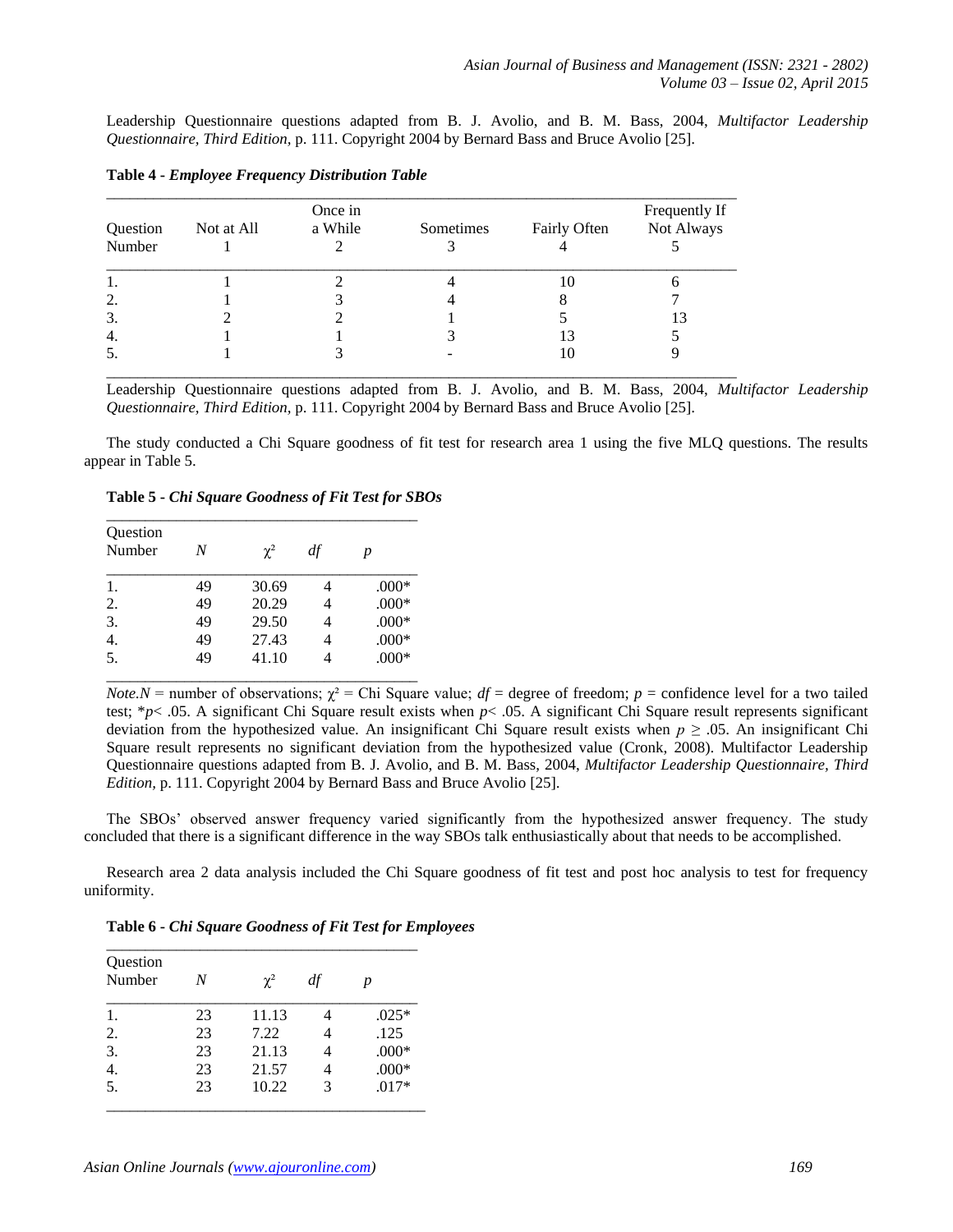Leadership Questionnaire questions adapted from B. J. Avolio, and B. M. Bass, 2004, *Multifactor Leadership Questionnaire, Third Edition*, p. 111. Copyright 2004 by Bernard Bass and Bruce Avolio [25].

**Table 4 -** ***Employee Frequency Distribution Table***

| Question Number | Not at All 1 | Once in a While 2 | Sometimes 3 | Fairly Often 4 | Frequently If Not Always 5 |
|---|---|---|---|---|---|
| 1. | 1 | 2 | 4 | 10 | 6 |
| 2. | 1 | 3 | 4 | 8 | 7 |
| 3. | 2 | 2 | 1 | 5 | 13 |
| 4. | 1 | 1 | 3 | 13 | 5 |
| 5. | 1 | 3 | - | 10 | 9 |

Leadership Questionnaire questions adapted from B. J. Avolio, and B. M. Bass, 2004, *Multifactor Leadership Questionnaire, Third Edition*, p. 111. Copyright 2004 by Bernard Bass and Bruce Avolio [25].

The study conducted a Chi Square goodness of fit test for research area 1 using the five MLQ questions. The results appear in Table 5.

**Table 5 -** ***Chi Square Goodness of Fit Test for SBOs***

| Question Number | *N* | $\chi^2$ | *df* | *p* |
|---|---|---|---|---|
| 1. | 49 | 30.69 | 4 | .000* |
| 2. | 49 | 20.29 | 4 | .000* |
| 3. | 49 | 29.50 | 4 | .000* |
| 4. | 49 | 27.43 | 4 | .000* |
| 5. | 49 | 41.10 | 4 | .000* |

*Note.N* = number of observations; $\chi^2$ = Chi Square value; *df* = degree of freedom; *p* = confidence level for a two tailed test; $*p < .05$. A significant Chi Square result exists when $p < .05$. A significant Chi Square result represents significant deviation from the hypothesized value. An insignificant Chi Square result exists when $p \geq .05$. An insignificant Chi Square result represents no significant deviation from the hypothesized value (Cronk, 2008). Multifactor Leadership Questionnaire questions adapted from B. J. Avolio, and B. M. Bass, 2004, *Multifactor Leadership Questionnaire, Third Edition*, p. 111. Copyright 2004 by Bernard Bass and Bruce Avolio [25].

The SBOs' observed answer frequency varied significantly from the hypothesized answer frequency. The study concluded that there is a significant difference in the way SBOs talk enthusiastically about that needs to be accomplished.

Research area 2 data analysis included the Chi Square goodness of fit test and post hoc analysis to test for frequency uniformity.

**Table 6 -** ***Chi Square Goodness of Fit Test for Employees***

| Question Number | *N* | $\chi^2$ | *df* | *p* |
|---|---|---|---|---|
| 1. | 23 | 11.13 | 4 | .025* |
| 2. | 23 | 7.22 | 4 | .125 |
| 3. | 23 | 21.13 | 4 | .000* |
| 4. | 23 | 21.57 | 4 | .000* |
| 5. | 23 | 10.22 | 3 | .017* |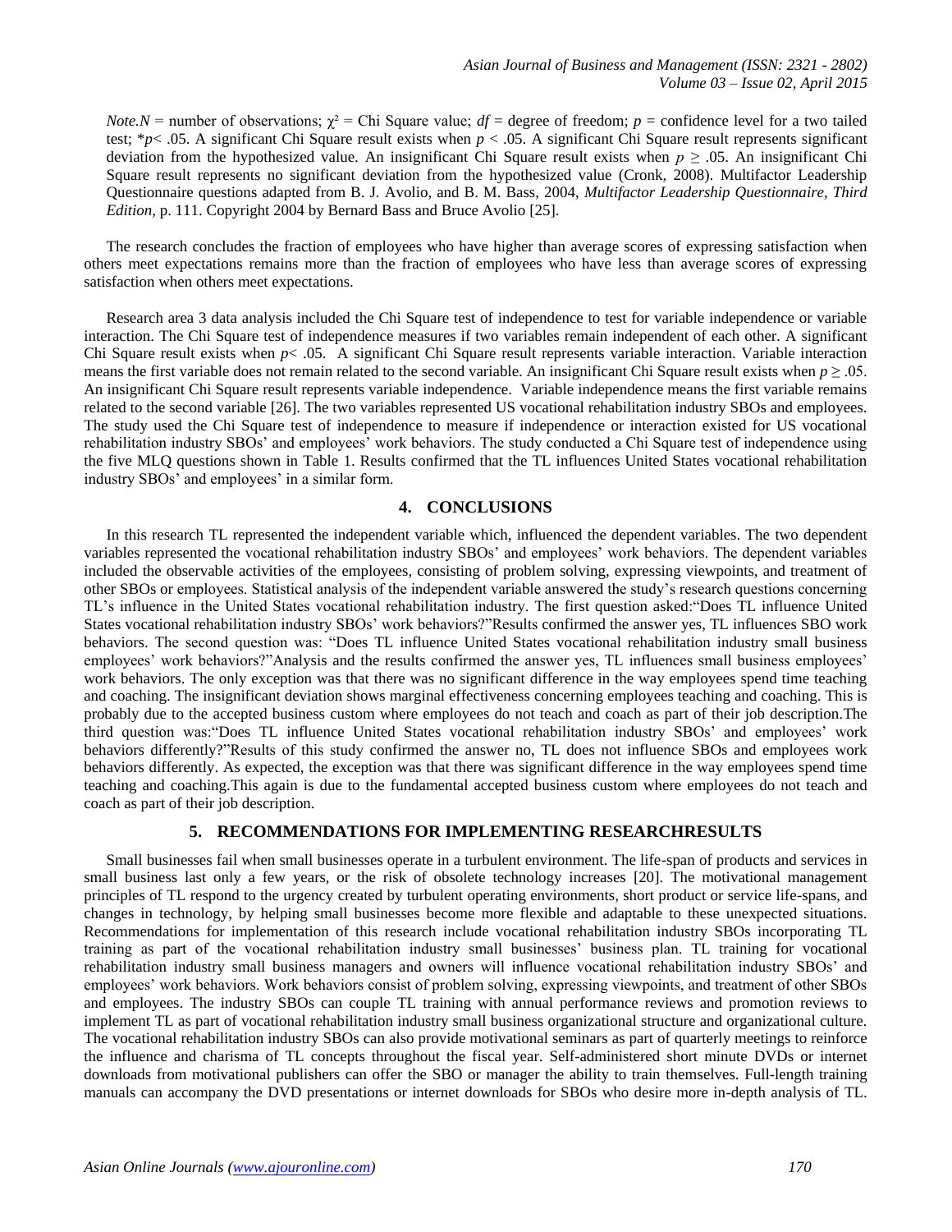*Note.N* = number of observations; $\chi^2$ = Chi Square value; *df* = degree of freedom; *p* = confidence level for a two tailed test; *$p < .05$. A significant Chi Square result exists when $p < .05$. A significant Chi Square result represents significant deviation from the hypothesized value. An insignificant Chi Square result exists when $p \geq .05$. An insignificant Chi Square result represents no significant deviation from the hypothesized value (Cronk, 2008). Multifactor Leadership Questionnaire questions adapted from B. J. Avolio, and B. M. Bass, 2004, *Multifactor Leadership Questionnaire, Third Edition*, p. 111. Copyright 2004 by Bernard Bass and Bruce Avolio [25].

The research concludes the fraction of employees who have higher than average scores of expressing satisfaction when others meet expectations remains more than the fraction of employees who have less than average scores of expressing satisfaction when others meet expectations.

Research area 3 data analysis included the Chi Square test of independence to test for variable independence or variable interaction. The Chi Square test of independence measures if two variables remain independent of each other. A significant Chi Square result exists when $p < .05$. A significant Chi Square result represents variable interaction. Variable interaction means the first variable does not remain related to the second variable. An insignificant Chi Square result exists when $p \geq .05$. An insignificant Chi Square result represents variable independence. Variable independence means the first variable remains related to the second variable [26]. The two variables represented US vocational rehabilitation industry SBOs and employees. The study used the Chi Square test of independence to measure if independence or interaction existed for US vocational rehabilitation industry SBOs' and employees' work behaviors. The study conducted a Chi Square test of independence using the five MLQ questions shown in Table 1. Results confirmed that the TL influences United States vocational rehabilitation industry SBOs' and employees' in a similar form.

## 4. CONCLUSIONS

In this research TL represented the independent variable which, influenced the dependent variables. The two dependent variables represented the vocational rehabilitation industry SBOs' and employees' work behaviors. The dependent variables included the observable activities of the employees, consisting of problem solving, expressing viewpoints, and treatment of other SBOs or employees. Statistical analysis of the independent variable answered the study's research questions concerning TL's influence in the United States vocational rehabilitation industry. The first question asked:"Does TL influence United States vocational rehabilitation industry SBOs' work behaviors?"Results confirmed the answer yes, TL influences SBO work behaviors. The second question was: "Does TL influence United States vocational rehabilitation industry small business employees' work behaviors?"Analysis and the results confirmed the answer yes, TL influences small business employees' work behaviors. The only exception was that there was no significant difference in the way employees spend time teaching and coaching. The insignificant deviation shows marginal effectiveness concerning employees teaching and coaching. This is probably due to the accepted business custom where employees do not teach and coach as part of their job description.The third question was:"Does TL influence United States vocational rehabilitation industry SBOs' and employees' work behaviors differently?"Results of this study confirmed the answer no, TL does not influence SBOs and employees work behaviors differently. As expected, the exception was that there was significant difference in the way employees spend time teaching and coaching.This again is due to the fundamental accepted business custom where employees do not teach and coach as part of their job description.

## 5. RECOMMENDATIONS FOR IMPLEMENTING RESEARCHRESULTS

Small businesses fail when small businesses operate in a turbulent environment. The life-span of products and services in small business last only a few years, or the risk of obsolete technology increases [20]. The motivational management principles of TL respond to the urgency created by turbulent operating environments, short product or service life-spans, and changes in technology, by helping small businesses become more flexible and adaptable to these unexpected situations. Recommendations for implementation of this research include vocational rehabilitation industry SBOs incorporating TL training as part of the vocational rehabilitation industry small businesses' business plan. TL training for vocational rehabilitation industry small business managers and owners will influence vocational rehabilitation industry SBOs' and employees' work behaviors. Work behaviors consist of problem solving, expressing viewpoints, and treatment of other SBOs and employees. The industry SBOs can couple TL training with annual performance reviews and promotion reviews to implement TL as part of vocational rehabilitation industry small business organizational structure and organizational culture. The vocational rehabilitation industry SBOs can also provide motivational seminars as part of quarterly meetings to reinforce the influence and charisma of TL concepts throughout the fiscal year. Self-administered short minute DVDs or internet downloads from motivational publishers can offer the SBO or manager the ability to train themselves. Full-length training manuals can accompany the DVD presentations or internet downloads for SBOs who desire more in-depth analysis of TL.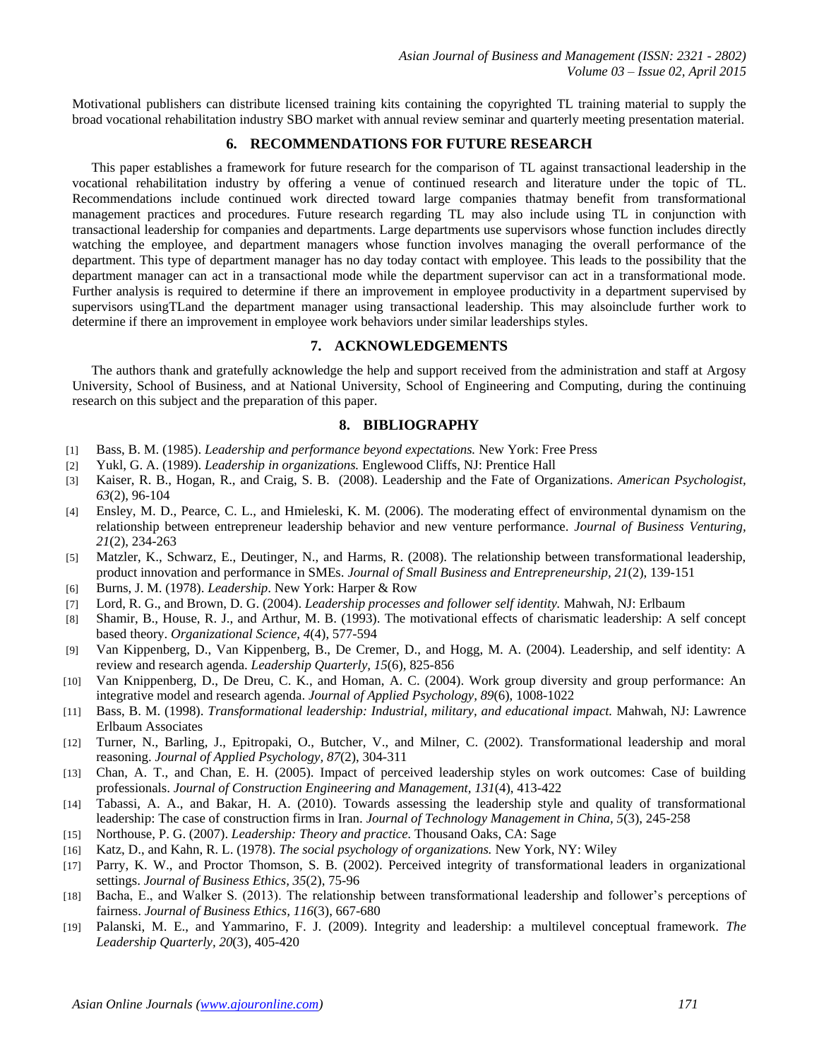Motivational publishers can distribute licensed training kits containing the copyrighted TL training material to supply the broad vocational rehabilitation industry SBO market with annual review seminar and quarterly meeting presentation material.

## 6. RECOMMENDATIONS FOR FUTURE RESEARCH

This paper establishes a framework for future research for the comparison of TL against transactional leadership in the vocational rehabilitation industry by offering a venue of continued research and literature under the topic of TL. Recommendations include continued work directed toward large companies thatmay benefit from transformational management practices and procedures. Future research regarding TL may also include using TL in conjunction with transactional leadership for companies and departments. Large departments use supervisors whose function includes directly watching the employee, and department managers whose function involves managing the overall performance of the department. This type of department manager has no day today contact with employee. This leads to the possibility that the department manager can act in a transactional mode while the department supervisor can act in a transformational mode. Further analysis is required to determine if there an improvement in employee productivity in a department supervised by supervisors usingTLand the department manager using transactional leadership. This may alsoinclude further work to determine if there an improvement in employee work behaviors under similar leaderships styles.

## 7. ACKNOWLEDGEMENTS

The authors thank and gratefully acknowledge the help and support received from the administration and staff at Argosy University, School of Business, and at National University, School of Engineering and Computing, during the continuing research on this subject and the preparation of this paper.

## 8. BIBLIOGRAPHY

[1] Bass, B. M. (1985). *Leadership and performance beyond expectations.* New York: Free Press

[2] Yukl, G. A. (1989). *Leadership in organizations.* Englewood Cliffs, NJ: Prentice Hall

[3] Kaiser, R. B., Hogan, R., and Craig, S. B. (2008). Leadership and the Fate of Organizations. *American Psychologist, 63*(2), 96-104

[4] Ensley, M. D., Pearce, C. L., and Hmieleski, K. M. (2006). The moderating effect of environmental dynamism on the relationship between entrepreneur leadership behavior and new venture performance. *Journal of Business Venturing, 21*(2), 234-263

[5] Matzler, K., Schwarz, E., Deutinger, N., and Harms, R. (2008). The relationship between transformational leadership, product innovation and performance in SMEs. *Journal of Small Business and Entrepreneurship, 21*(2), 139-151

[6] Burns, J. M. (1978). *Leadership*. New York: Harper & Row

[7] Lord, R. G., and Brown, D. G. (2004). *Leadership processes and follower self identity.* Mahwah, NJ: Erlbaum

[8] Shamir, B., House, R. J., and Arthur, M. B. (1993). The motivational effects of charismatic leadership: A self concept based theory. *Organizational Science, 4*(4), 577-594

[9] Van Kippenberg, D., Van Kippenberg, B., De Cremer, D., and Hogg, M. A. (2004). Leadership, and self identity: A review and research agenda. *Leadership Quarterly, 15*(6), 825-856

[10] Van Knippenberg, D., De Dreu, C. K., and Homan, A. C. (2004). Work group diversity and group performance: An integrative model and research agenda. *Journal of Applied Psychology, 89*(6), 1008-1022

[11] Bass, B. M. (1998). *Transformational leadership: Industrial, military, and educational impact.* Mahwah, NJ: Lawrence Erlbaum Associates

[12] Turner, N., Barling, J., Epitropaki, O., Butcher, V., and Milner, C. (2002). Transformational leadership and moral reasoning. *Journal of Applied Psychology, 87*(2), 304-311

[13] Chan, A. T., and Chan, E. H. (2005). Impact of perceived leadership styles on work outcomes: Case of building professionals. *Journal of Construction Engineering and Management, 131*(4), 413-422

[14] Tabassi, A. A., and Bakar, H. A. (2010). Towards assessing the leadership style and quality of transformational leadership: The case of construction firms in Iran. *Journal of Technology Management in China, 5*(3), 245-258

[15] Northouse, P. G. (2007). *Leadership: Theory and practice.* Thousand Oaks, CA: Sage

[16] Katz, D., and Kahn, R. L. (1978). *The social psychology of organizations.* New York, NY: Wiley

[17] Parry, K. W., and Proctor Thomson, S. B. (2002). Perceived integrity of transformational leaders in organizational settings. *Journal of Business Ethics, 35*(2), 75-96

[18] Bacha, E., and Walker S. (2013). The relationship between transformational leadership and follower's perceptions of fairness. *Journal of Business Ethics, 116*(3), 667-680

[19] Palanski, M. E., and Yammarino, F. J. (2009). Integrity and leadership: a multilevel conceptual framework. *The Leadership Quarterly, 20*(3), 405-420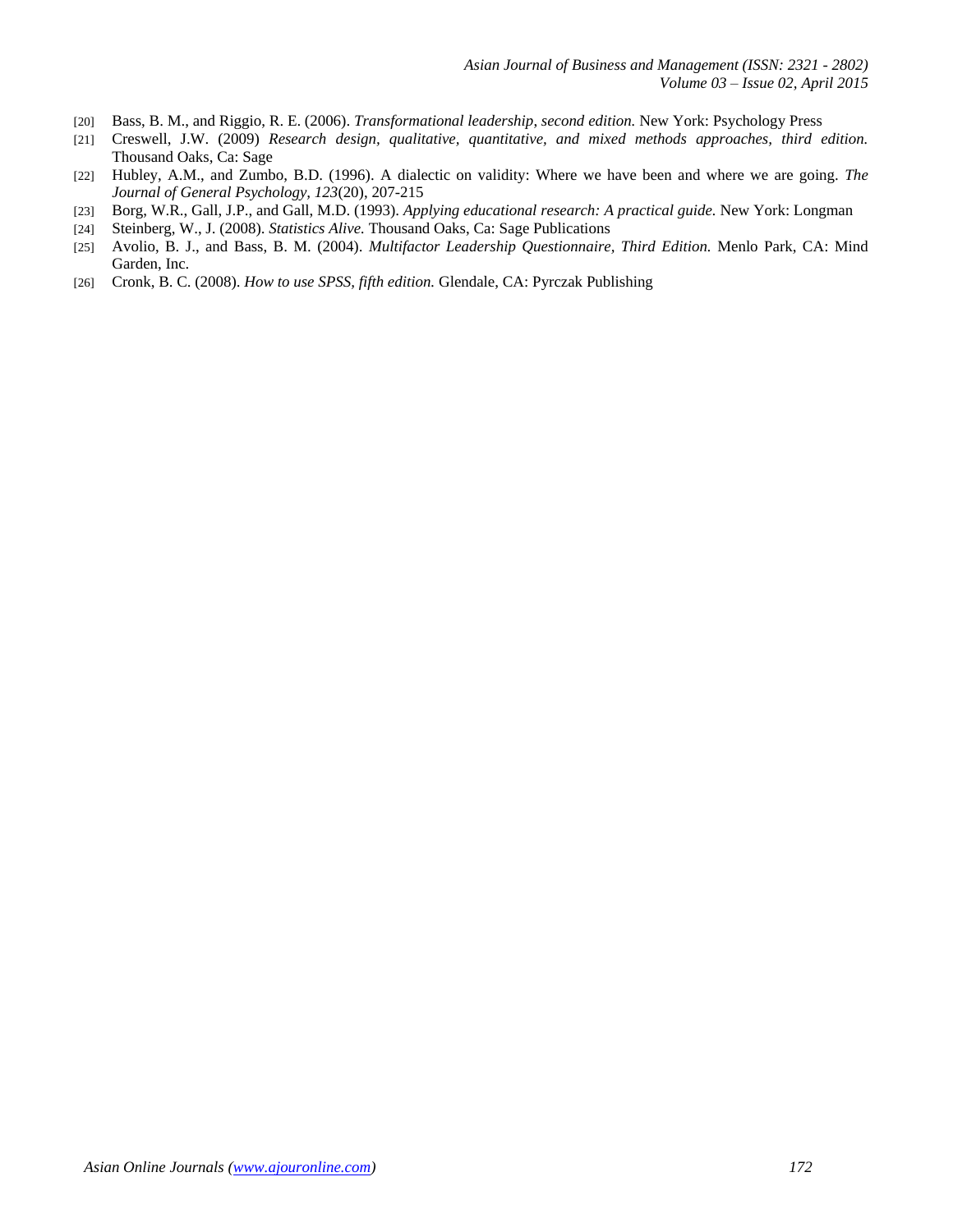[20] Bass, B. M., and Riggio, R. E. (2006). *Transformational leadership, second edition.* New York: Psychology Press

[21] Creswell, J.W. (2009) *Research design, qualitative, quantitative, and mixed methods approaches, third edition.* Thousand Oaks, Ca: Sage

[22] Hubley, A.M., and Zumbo, B.D. (1996). A dialectic on validity: Where we have been and where we are going. *The Journal of General Psychology, 123*(20), 207-215

[23] Borg, W.R., Gall, J.P., and Gall, M.D. (1993). *Applying educational research: A practical guide.* New York: Longman

[24] Steinberg, W., J. (2008). *Statistics Alive.* Thousand Oaks, Ca: Sage Publications

[25] Avolio, B. J., and Bass, B. M. (2004). *Multifactor Leadership Questionnaire, Third Edition.* Menlo Park, CA: Mind Garden, Inc.

[26] Cronk, B. C. (2008). *How to use SPSS, fifth edition.* Glendale, CA: Pyrczak Publishing